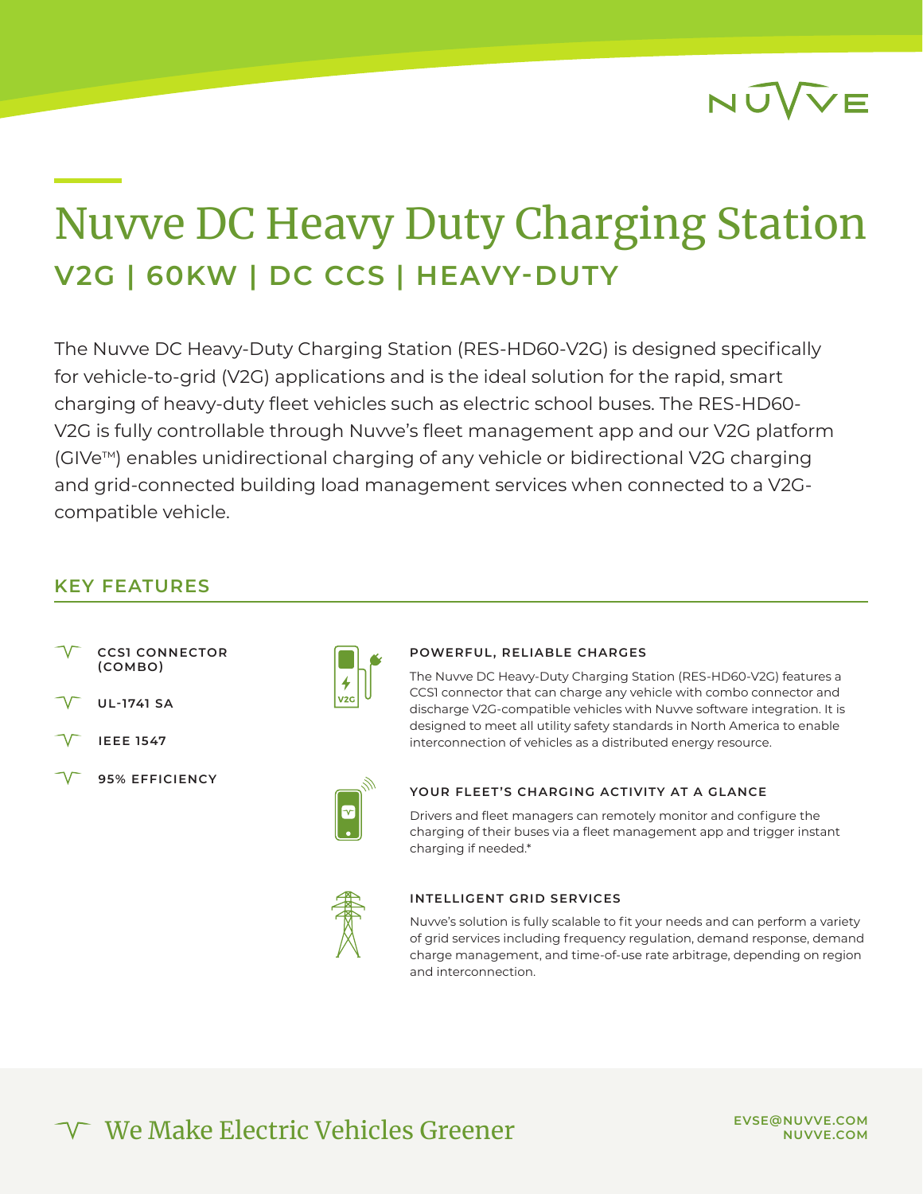# Nuvve DC Heavy Duty Charging Station

## V2G | 60KW | DC CCS | HEAVY-DUTY

The Nuvve DC Heavy-Duty Charging Station (RES-HD60-V2G) is designed specifically for vehicle-to-grid (V2G) applications and is the ideal solution for the rapid, smart charging of heavy-duty fleet vehicles such as electric school buses. The RES-HD60-V2G is fully controllable through Nuvve's fleet management app and our V2G platform (GIVe™) enables unidirectional charging of any vehicle or bidirectional V2G charging and grid-connected building load management services when connected to a V2G-compatible vehicle.

## KEY FEATURES

- **CCS1 CONNECTOR (COMBO)**
- **UL-1741 SA**
- **IEEE 1547**
- **95% EFFICIENCY**

### POWERFUL, RELIABLE CHARGES

The Nuvve DC Heavy-Duty Charging Station (RES-HD60-V2G) features a CCS1 connector that can charge any vehicle with combo connector and discharge V2G-compatible vehicles with Nuvve software integration. It is designed to meet all utility safety standards in North America to enable interconnection of vehicles as a distributed energy resource.

### YOUR FLEET'S CHARGING ACTIVITY AT A GLANCE

Drivers and fleet managers can remotely monitor and configure the charging of their buses via a fleet management app and trigger instant charging if needed.*

### INTELLIGENT GRID SERVICES

Nuvve's solution is fully scalable to fit your needs and can perform a variety of grid services including frequency regulation, demand response, demand charge management, and time-of-use rate arbitrage, depending on region and interconnection.

We Make Electric Vehicles Greener

EVSE@NUVVE.COM
NUVVE.COM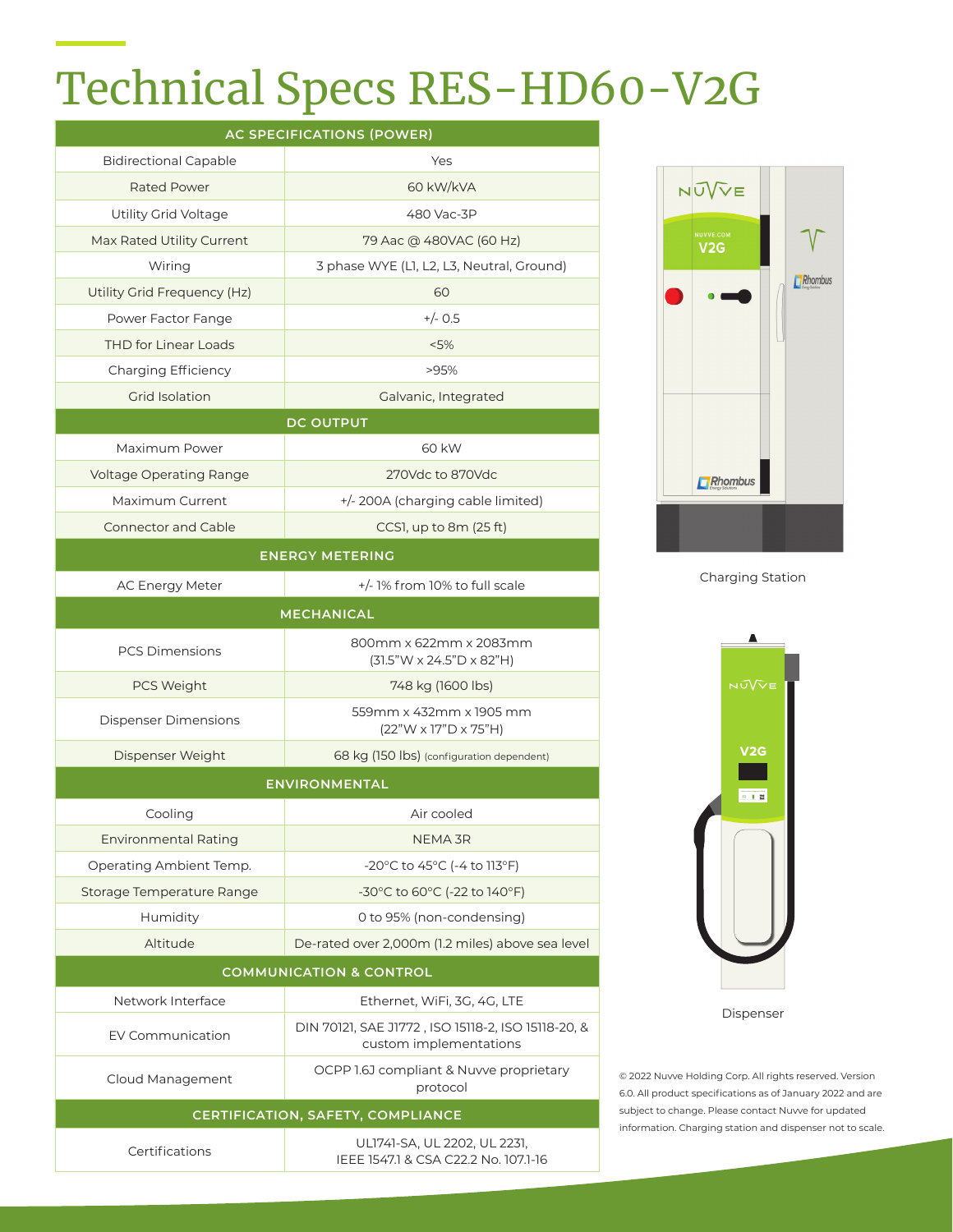# Technical Specs RES-HD60-V2G

| | |
|---|---|
| **AC SPECIFICATIONS (POWER)** | |
| Bidirectional Capable | Yes |
| Rated Power | 60 kW/kVA |
| Utility Grid Voltage | 480 Vac-3P |
| Max Rated Utility Current | 79 Aac @ 480VAC (60 Hz) |
| Wiring | 3 phase WYE (L1, L2, L3, Neutral, Ground) |
| Utility Grid Frequency (Hz) | 60 |
| Power Factor Fange | +/- 0.5 |
| THD for Linear Loads | <5% |
| Charging Efficiency | >95% |
| Grid Isolation | Galvanic, Integrated |
| **DC OUTPUT** | |
| Maximum Power | 60 kW |
| Voltage Operating Range | 270Vdc to 870Vdc |
| Maximum Current | +/- 200A (charging cable limited) |
| Connector and Cable | CCS1, up to 8m (25 ft) |
| **ENERGY METERING** | |
| AC Energy Meter | +/- 1% from 10% to full scale |
| **MECHANICAL** | |
| PCS Dimensions | 800mm x 622mm x 2083mm (31.5"W x 24.5"D x 82"H) |
| PCS Weight | 748 kg (1600 lbs) |
| Dispenser Dimensions | 559mm x 432mm x 1905 mm (22"W x 17"D x 75"H) |
| Dispenser Weight | 68 kg (150 lbs) (configuration dependent) |
| **ENVIRONMENTAL** | |
| Cooling | Air cooled |
| Environmental Rating | NEMA 3R |
| Operating Ambient Temp. | -20°C to 45°C (-4 to 113°F) |
| Storage Temperature Range | -30°C to 60°C (-22 to 140°F) |
| Humidity | 0 to 95% (non-condensing) |
| Altitude | De-rated over 2,000m (1.2 miles) above sea level |
| **COMMUNICATION & CONTROL** | |
| Network Interface | Ethernet, WiFi, 3G, 4G, LTE |
| EV Communication | DIN 70121, SAE J1772 , ISO 15118-2, ISO 15118-20, & custom implementations |
| Cloud Management | OCPP 1.6J compliant & Nuvve proprietary protocol |
| **CERTIFICATION, SAFETY, COMPLIANCE** | |
| Certifications | UL1741-SA, UL 2202, UL 2231, IEEE 1547.1 & CSA C22.2 No. 107.1-16 |

Charging Station

Dispenser

© 2022 Nuvve Holding Corp. All rights reserved. Version 6.0. All product specifications as of January 2022 and are subject to change. Please contact Nuvve for updated information. Charging station and dispenser not to scale.